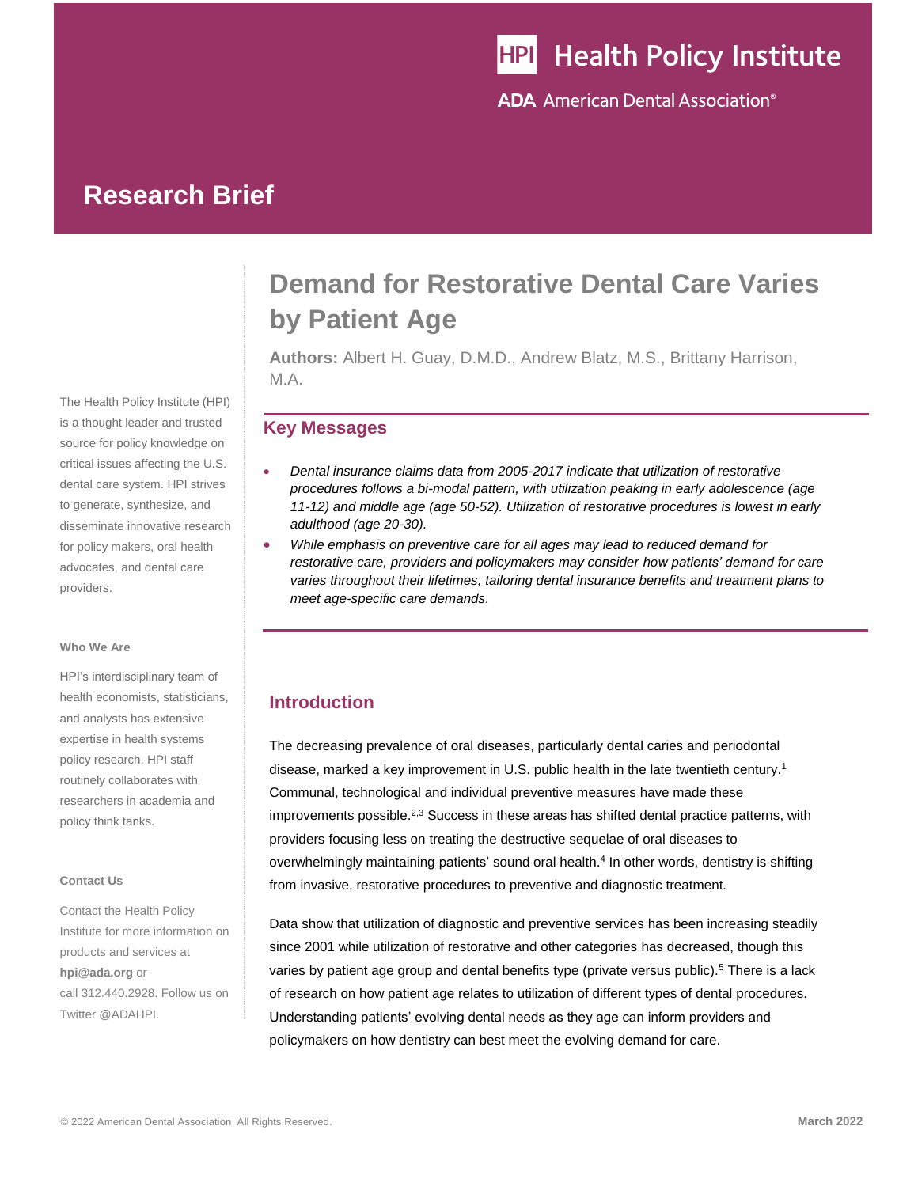Health Policy Institute

ADA American Dental Association®

# Research Brief

## Demand for Restorative Dental Care Varies by Patient Age

**Authors:** Albert H. Guay, D.M.D., Andrew Blatz, M.S., Brittany Harrison, M.A.

The Health Policy Institute (HPI) is a thought leader and trusted source for policy knowledge on critical issues affecting the U.S. dental care system. HPI strives to generate, synthesize, and disseminate innovative research for policy makers, oral health advocates, and dental care providers.

**Who We Are**

HPI's interdisciplinary team of health economists, statisticians, and analysts has extensive expertise in health systems policy research. HPI staff routinely collaborates with researchers in academia and policy think tanks.

**Contact Us**

Contact the Health Policy Institute for more information on products and services at **hpi@ada.org** or call 312.440.2928. Follow us on Twitter @ADAHPI.

### Key Messages

- *Dental insurance claims data from 2005-2017 indicate that utilization of restorative procedures follows a bi-modal pattern, with utilization peaking in early adolescence (age 11-12) and middle age (age 50-52). Utilization of restorative procedures is lowest in early adulthood (age 20-30).*
- *While emphasis on preventive care for all ages may lead to reduced demand for restorative care, providers and policymakers may consider how patients' demand for care varies throughout their lifetimes, tailoring dental insurance benefits and treatment plans to meet age-specific care demands.*

### Introduction

The decreasing prevalence of oral diseases, particularly dental caries and periodontal disease, marked a key improvement in U.S. public health in the late twentieth century.[1] Communal, technological and individual preventive measures have made these improvements possible.[2,3] Success in these areas has shifted dental practice patterns, with providers focusing less on treating the destructive sequelae of oral diseases to overwhelmingly maintaining patients' sound oral health.[4] In other words, dentistry is shifting from invasive, restorative procedures to preventive and diagnostic treatment.

Data show that utilization of diagnostic and preventive services has been increasing steadily since 2001 while utilization of restorative and other categories has decreased, though this varies by patient age group and dental benefits type (private versus public).[5] There is a lack of research on how patient age relates to utilization of different types of dental procedures. Understanding patients' evolving dental needs as they age can inform providers and policymakers on how dentistry can best meet the evolving demand for care.

© 2022 American Dental Association All Rights Reserved.

March 2022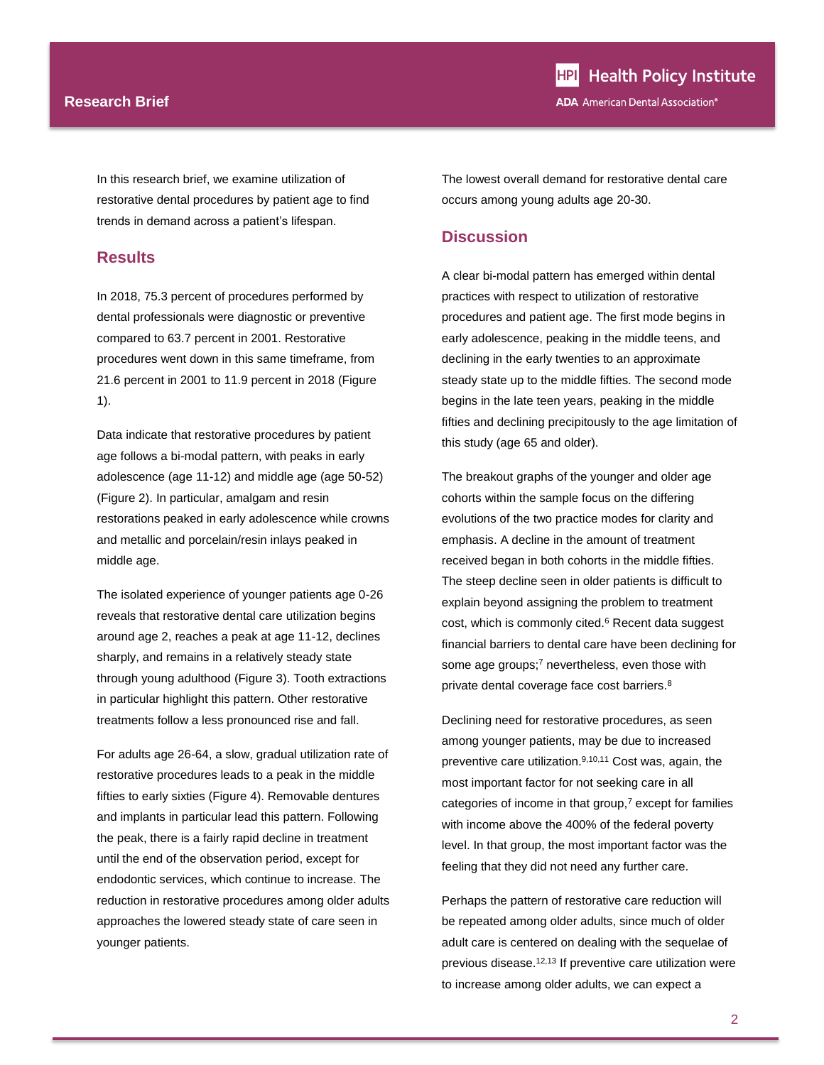In this research brief, we examine utilization of restorative dental procedures by patient age to find trends in demand across a patient's lifespan.

## Results

In 2018, 75.3 percent of procedures performed by dental professionals were diagnostic or preventive compared to 63.7 percent in 2001. Restorative procedures went down in this same timeframe, from 21.6 percent in 2001 to 11.9 percent in 2018 (Figure 1).

Data indicate that restorative procedures by patient age follows a bi-modal pattern, with peaks in early adolescence (age 11-12) and middle age (age 50-52) (Figure 2). In particular, amalgam and resin restorations peaked in early adolescence while crowns and metallic and porcelain/resin inlays peaked in middle age.

The isolated experience of younger patients age 0-26 reveals that restorative dental care utilization begins around age 2, reaches a peak at age 11-12, declines sharply, and remains in a relatively steady state through young adulthood (Figure 3). Tooth extractions in particular highlight this pattern. Other restorative treatments follow a less pronounced rise and fall.

For adults age 26-64, a slow, gradual utilization rate of restorative procedures leads to a peak in the middle fifties to early sixties (Figure 4). Removable dentures and implants in particular lead this pattern. Following the peak, there is a fairly rapid decline in treatment until the end of the observation period, except for endodontic services, which continue to increase. The reduction in restorative procedures among older adults approaches the lowered steady state of care seen in younger patients.

The lowest overall demand for restorative dental care occurs among young adults age 20-30.

## Discussion

A clear bi-modal pattern has emerged within dental practices with respect to utilization of restorative procedures and patient age. The first mode begins in early adolescence, peaking in the middle teens, and declining in the early twenties to an approximate steady state up to the middle fifties. The second mode begins in the late teen years, peaking in the middle fifties and declining precipitously to the age limitation of this study (age 65 and older).

The breakout graphs of the younger and older age cohorts within the sample focus on the differing evolutions of the two practice modes for clarity and emphasis. A decline in the amount of treatment received began in both cohorts in the middle fifties. The steep decline seen in older patients is difficult to explain beyond assigning the problem to treatment cost, which is commonly cited.[6] Recent data suggest financial barriers to dental care have been declining for some age groups;[7] nevertheless, even those with private dental coverage face cost barriers.[8]

Declining need for restorative procedures, as seen among younger patients, may be due to increased preventive care utilization.[9,10,11] Cost was, again, the most important factor for not seeking care in all categories of income in that group,[7] except for families with income above the 400% of the federal poverty level. In that group, the most important factor was the feeling that they did not need any further care.

Perhaps the pattern of restorative care reduction will be repeated among older adults, since much of older adult care is centered on dealing with the sequelae of previous disease.[12,13] If preventive care utilization were to increase among older adults, we can expect a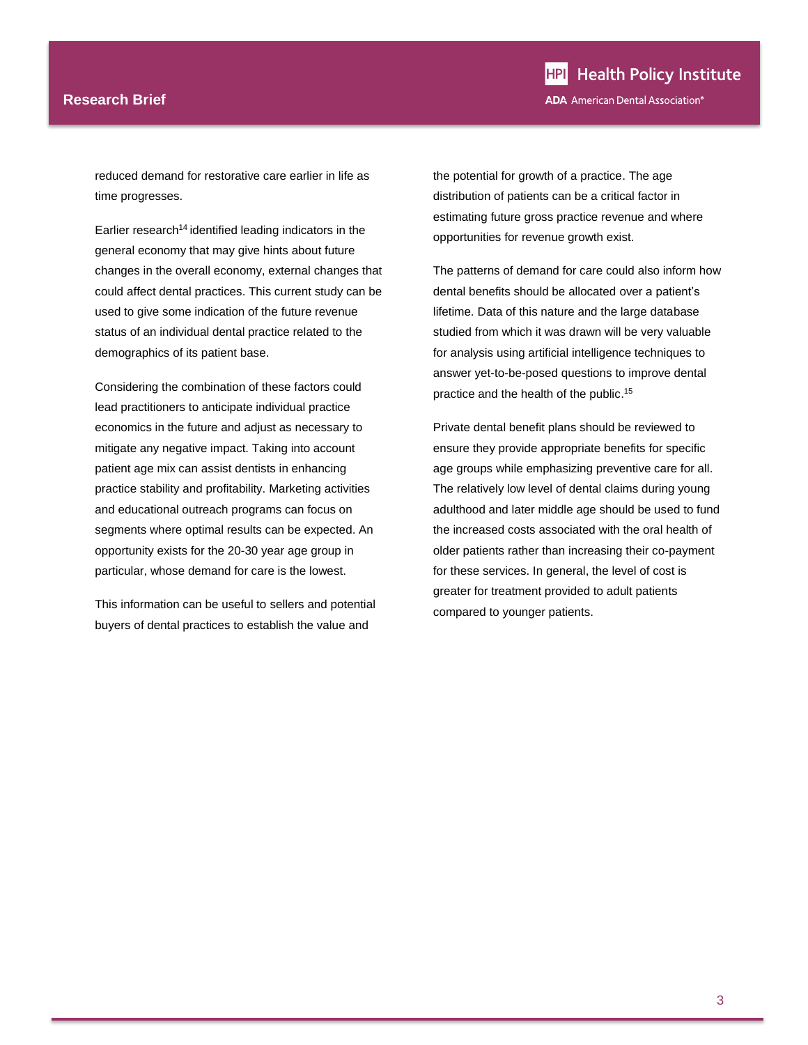reduced demand for restorative care earlier in life as time progresses.

Earlier research[14] identified leading indicators in the general economy that may give hints about future changes in the overall economy, external changes that could affect dental practices. This current study can be used to give some indication of the future revenue status of an individual dental practice related to the demographics of its patient base.

Considering the combination of these factors could lead practitioners to anticipate individual practice economics in the future and adjust as necessary to mitigate any negative impact. Taking into account patient age mix can assist dentists in enhancing practice stability and profitability. Marketing activities and educational outreach programs can focus on segments where optimal results can be expected. An opportunity exists for the 20-30 year age group in particular, whose demand for care is the lowest.

This information can be useful to sellers and potential buyers of dental practices to establish the value and the potential for growth of a practice. The age distribution of patients can be a critical factor in estimating future gross practice revenue and where opportunities for revenue growth exist.

The patterns of demand for care could also inform how dental benefits should be allocated over a patient's lifetime. Data of this nature and the large database studied from which it was drawn will be very valuable for analysis using artificial intelligence techniques to answer yet-to-be-posed questions to improve dental practice and the health of the public.[15]

Private dental benefit plans should be reviewed to ensure they provide appropriate benefits for specific age groups while emphasizing preventive care for all. The relatively low level of dental claims during young adulthood and later middle age should be used to fund the increased costs associated with the oral health of older patients rather than increasing their co-payment for these services. In general, the level of cost is greater for treatment provided to adult patients compared to younger patients.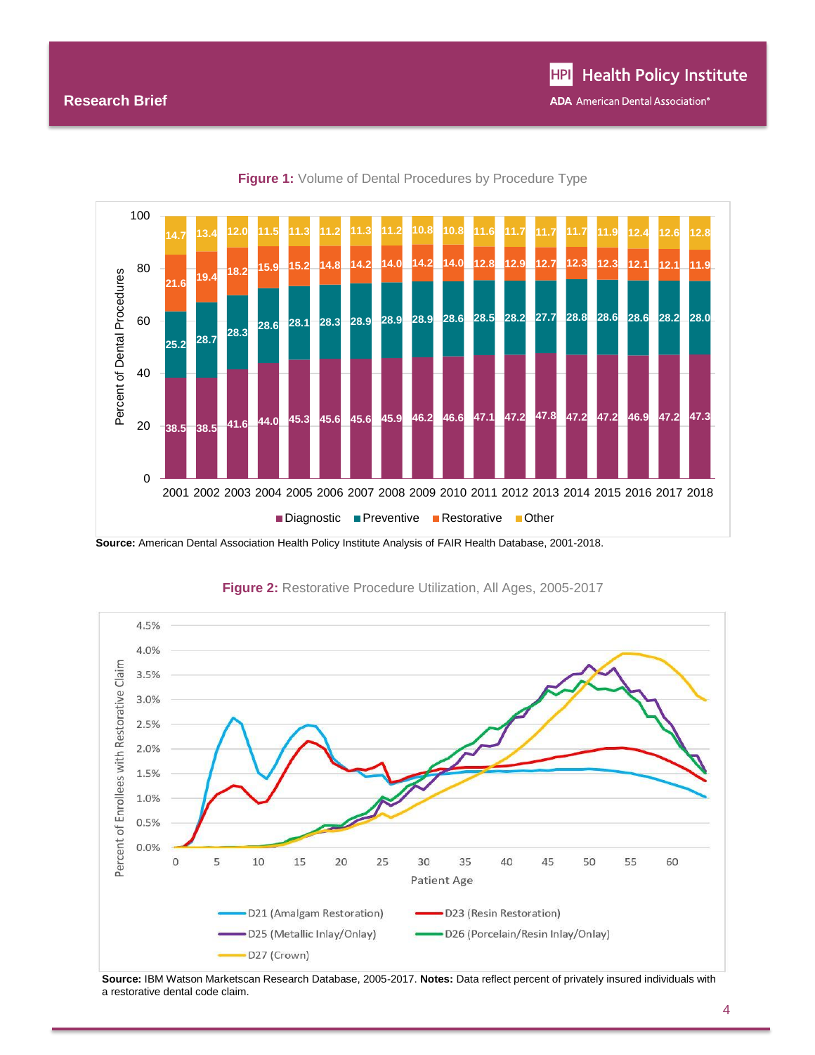**Figure 1:** Volume of Dental Procedures by Procedure Type

Percent of Dental Procedures

100
80
60
40
20
0

2001 2002 2003 2004 2005 2006 2007 2008 2009 2010 2011 2012 2013 2014 2015 2016 2017 2018

Other: 14.7 13.4 12.0 11.5 11.3 11.2 11.3 11.2 10.8 10.8 11.6 11.7 11.7 11.7 11.9 12.4 12.6 12.8

Restorative: 21.6 19.4 18.2 15.9 15.2 14.8 14.2 14.0 14.2 14.0 12.8 12.9 12.7 12.3 12.3 12.1 12.1 11.9

Preventive: 25.2 28.7 28.3 28.6 28.1 28.3 28.9 28.9 28.9 28.6 28.5 28.2 27.7 28.8 28.6 28.6 28.2 28.0

Diagnostic: 38.5 38.5 41.6 44.0 45.3 45.6 45.6 45.9 46.2 46.6 47.1 47.2 47.8 47.2 47.2 46.9 47.2 47.3

Diagnostic Preventive Restorative Other

**Source:** American Dental Association Health Policy Institute Analysis of FAIR Health Database, 2001-2018.

**Figure 2:** Restorative Procedure Utilization, All Ages, 2005-2017

Percent of Enrollees with Restorative Claim

4.5%
4.0%
3.5%
3.0%
2.5%
2.0%
1.5%
1.0%
0.5%
0.0%

0 5 10 15 20 25 30 35 40 45 50 55 60

Patient Age

D21 (Amalgam Restoration)
D23 (Resin Restoration)
D25 (Metallic Inlay/Onlay)
D26 (Porcelain/Resin Inlay/Onlay)
D27 (Crown)

**Source:** IBM Watson Marketscan Research Database, 2005-2017. **Notes:** Data reflect percent of privately insured individuals with a restorative dental code claim.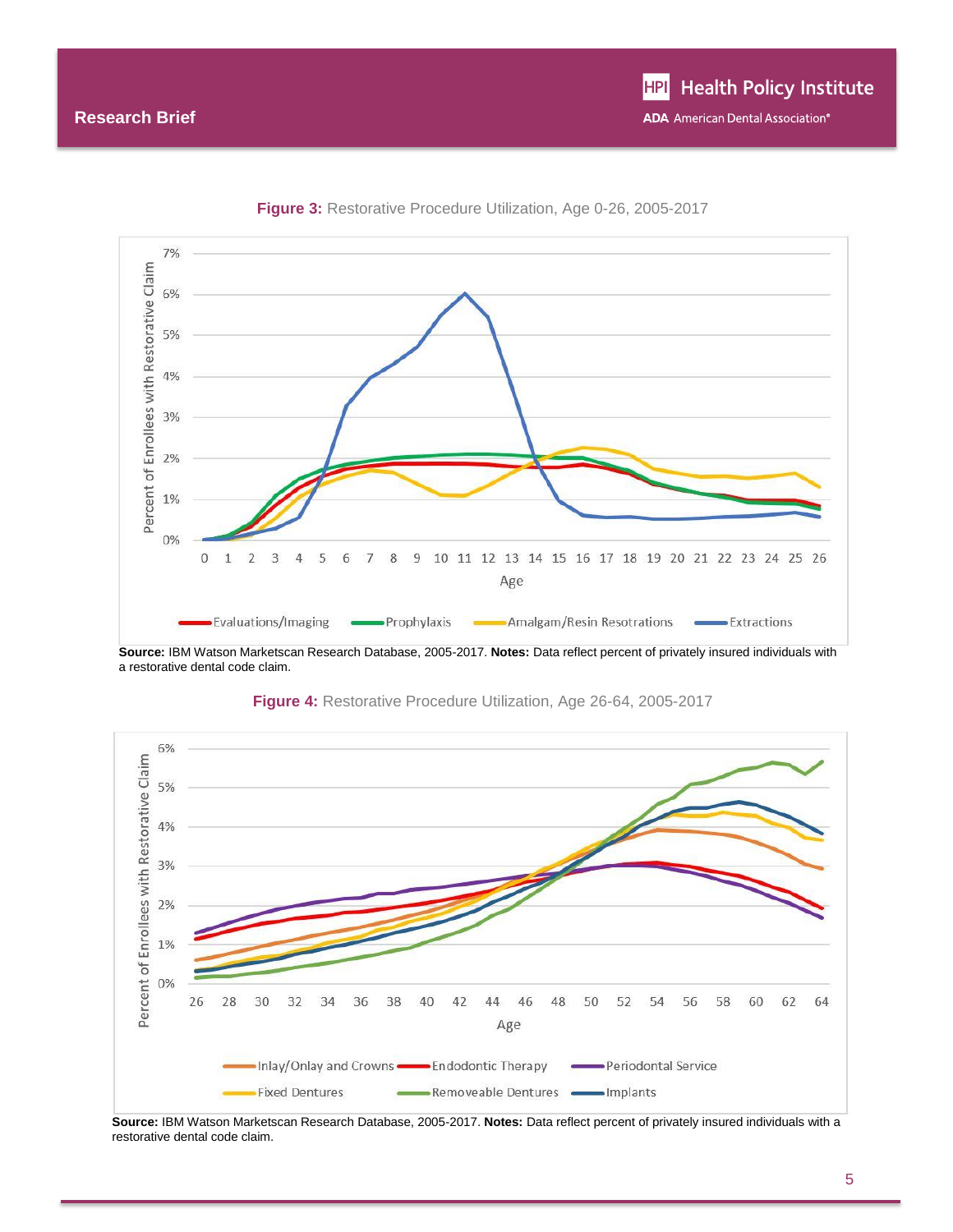**Figure 3:** Restorative Procedure Utilization, Age 0-26, 2005-2017

Percent of Enrollees with Restorative Claim

7%
6%
5%
4%
3%
2%
1%
0%

0 1 2 3 4 5 6 7 8 9 10 11 12 13 14 15 16 17 18 19 20 21 22 23 24 25 26

Age

Evaluations/Imaging
Prophylaxis
Amalgam/Resin Resotrations
Extractions

**Source:** IBM Watson Marketscan Research Database, 2005-2017. **Notes:** Data reflect percent of privately insured individuals with a restorative dental code claim.

**Figure 4:** Restorative Procedure Utilization, Age 26-64, 2005-2017

Percent of Enrollees with Restorative Claim

6%
5%
4%
3%
2%
1%
0%

26 28 30 32 34 36 38 40 42 44 46 48 50 52 54 56 58 60 62 64

Age

Inlay/Onlay and Crowns
Endodontic Therapy
Periodontal Service
Fixed Dentures
Removeable Dentures
Implants

**Source:** IBM Watson Marketscan Research Database, 2005-2017. **Notes:** Data reflect percent of privately insured individuals with a restorative dental code claim.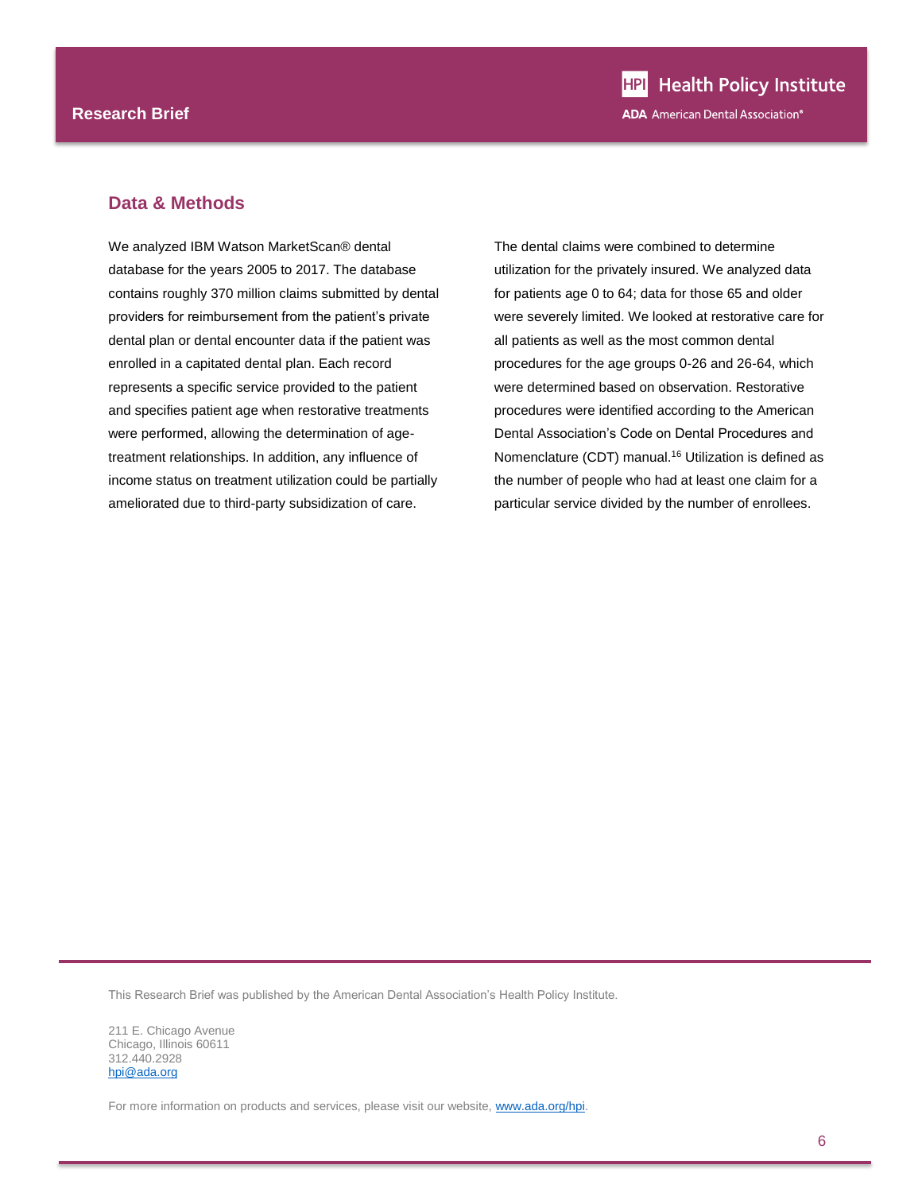## Data & Methods

We analyzed IBM Watson MarketScan® dental database for the years 2005 to 2017. The database contains roughly 370 million claims submitted by dental providers for reimbursement from the patient's private dental plan or dental encounter data if the patient was enrolled in a capitated dental plan. Each record represents a specific service provided to the patient and specifies patient age when restorative treatments were performed, allowing the determination of age-treatment relationships. In addition, any influence of income status on treatment utilization could be partially ameliorated due to third-party subsidization of care.

The dental claims were combined to determine utilization for the privately insured. We analyzed data for patients age 0 to 64; data for those 65 and older were severely limited. We looked at restorative care for all patients as well as the most common dental procedures for the age groups 0-26 and 26-64, which were determined based on observation. Restorative procedures were identified according to the American Dental Association's Code on Dental Procedures and Nomenclature (CDT) manual.[16] Utilization is defined as the number of people who had at least one claim for a particular service divided by the number of enrollees.

This Research Brief was published by the American Dental Association's Health Policy Institute.

211 E. Chicago Avenue
Chicago, Illinois 60611
312.440.2928
hpi@ada.org

For more information on products and services, please visit our website, www.ada.org/hpi.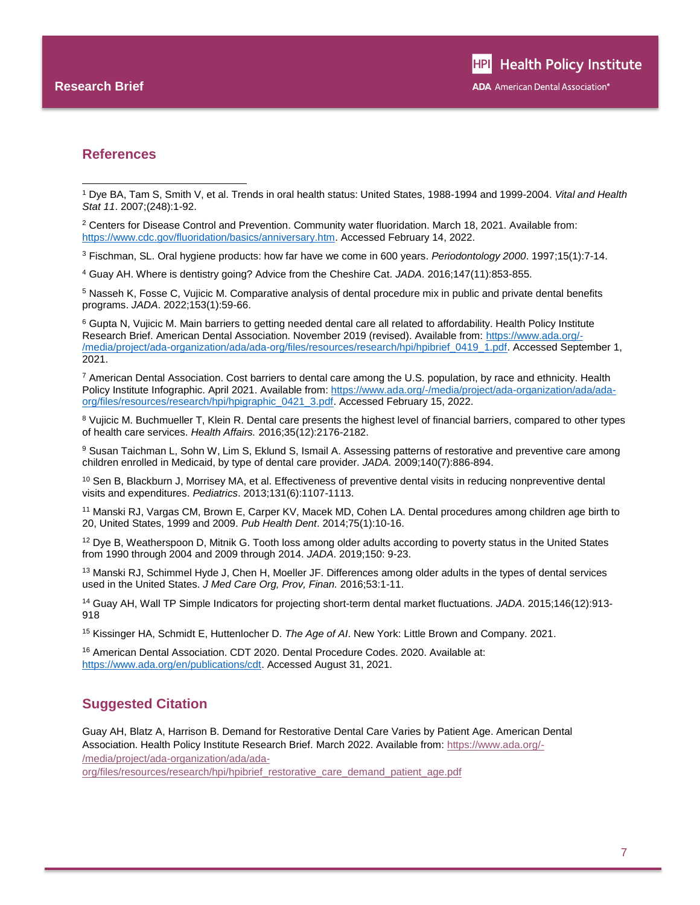## References

[1] Dye BA, Tam S, Smith V, et al. Trends in oral health status: United States, 1988-1994 and 1999-2004. *Vital and Health Stat 11*. 2007;(248):1-92.

[2] Centers for Disease Control and Prevention. Community water fluoridation. March 18, 2021. Available from: https://www.cdc.gov/fluoridation/basics/anniversary.htm. Accessed February 14, 2022.

[3] Fischman, SL. Oral hygiene products: how far have we come in 600 years. *Periodontology 2000*. 1997;15(1):7-14.

[4] Guay AH. Where is dentistry going? Advice from the Cheshire Cat. *JADA*. 2016;147(11):853-855.

[5] Nasseh K, Fosse C, Vujicic M. Comparative analysis of dental procedure mix in public and private dental benefits programs. *JADA*. 2022;153(1):59-66.

[6] Gupta N, Vujicic M. Main barriers to getting needed dental care all related to affordability. Health Policy Institute Research Brief. American Dental Association. November 2019 (revised). Available from: https://www.ada.org/-/media/project/ada-organization/ada/ada-org/files/resources/research/hpi/hpibrief_0419_1.pdf. Accessed September 1, 2021.

[7] American Dental Association. Cost barriers to dental care among the U.S. population, by race and ethnicity. Health Policy Institute Infographic. April 2021. Available from: https://www.ada.org/-/media/project/ada-organization/ada/ada-org/files/resources/research/hpi/hpigraphic_0421_3.pdf. Accessed February 15, 2022.

[8] Vujicic M. Buchmueller T, Klein R. Dental care presents the highest level of financial barriers, compared to other types of health care services. *Health Affairs.* 2016;35(12):2176-2182.

[9] Susan Taichman L, Sohn W, Lim S, Eklund S, Ismail A. Assessing patterns of restorative and preventive care among children enrolled in Medicaid, by type of dental care provider. *JADA.* 2009;140(7):886-894.

[10] Sen B, Blackburn J, Morrisey MA, et al. Effectiveness of preventive dental visits in reducing nonpreventive dental visits and expenditures. *Pediatrics*. 2013;131(6):1107-1113.

[11] Manski RJ, Vargas CM, Brown E, Carper KV, Macek MD, Cohen LA. Dental procedures among children age birth to 20, United States, 1999 and 2009. *Pub Health Dent*. 2014;75(1):10-16.

[12] Dye B, Weatherspoon D, Mitnik G. Tooth loss among older adults according to poverty status in the United States from 1990 through 2004 and 2009 through 2014. *JADA*. 2019;150: 9-23.

[13] Manski RJ, Schimmel Hyde J, Chen H, Moeller JF. Differences among older adults in the types of dental services used in the United States. *J Med Care Org, Prov, Finan.* 2016;53:1-11.

[14] Guay AH, Wall TP Simple Indicators for projecting short-term dental market fluctuations. *JADA*. 2015;146(12):913-918

[15] Kissinger HA, Schmidt E, Huttenlocher D. *The Age of AI*. New York: Little Brown and Company. 2021.

[16] American Dental Association. CDT 2020. Dental Procedure Codes. 2020. Available at: https://www.ada.org/en/publications/cdt. Accessed August 31, 2021.

## Suggested Citation

Guay AH, Blatz A, Harrison B. Demand for Restorative Dental Care Varies by Patient Age. American Dental Association. Health Policy Institute Research Brief. March 2022. Available from: https://www.ada.org/-/media/project/ada-organization/ada/ada-org/files/resources/research/hpi/hpibrief_restorative_care_demand_patient_age.pdf